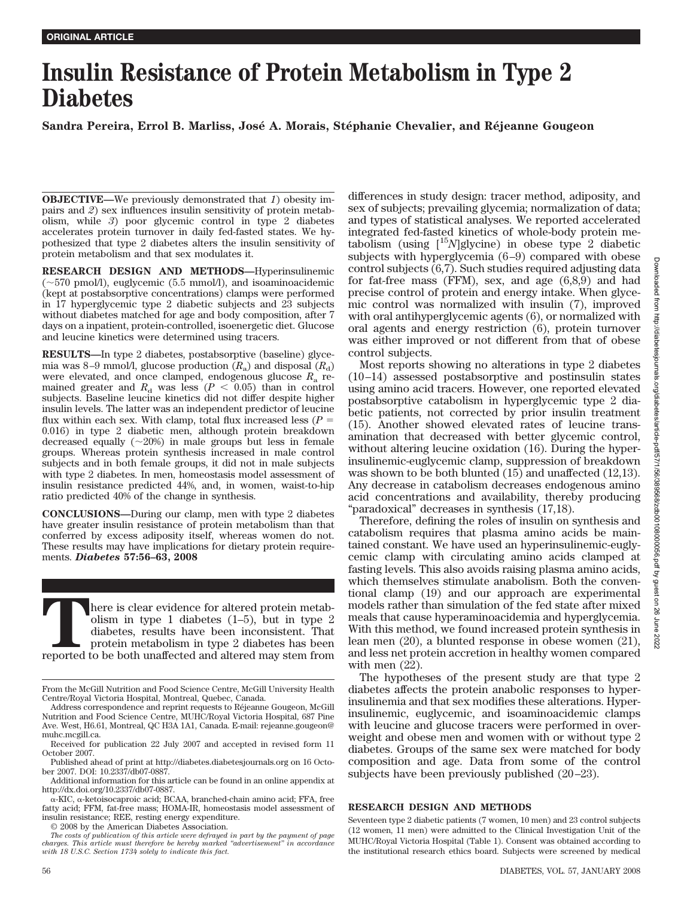ORIGINAL ARTICLE

# Insulin Resistance of Protein Metabolism in Type 2 Diabetes

**Sandra Pereira, Errol B. Marliss, José A. Morais, Stéphanie Chevalier, and Réjeanne Gougeon**

**OBJECTIVE—**We previously demonstrated that *1*) obesity impairs and *2*) sex influences insulin sensitivity of protein metabolism, while *3*) poor glycemic control in type 2 diabetes accelerates protein turnover in daily fed-fasted states. We hypothesized that type 2 diabetes alters the insulin sensitivity of protein metabolism and that sex modulates it.

**RESEARCH DESIGN AND METHODS—**Hyperinsulinemic (~570 pmol/l), euglycemic (5.5 mmol/l), and isoaminoacidemic (kept at postabsorptive concentrations) clamps were performed in 17 hyperglycemic type 2 diabetic subjects and 23 subjects without diabetes matched for age and body composition, after 7 days on a inpatient, protein-controlled, isoenergetic diet. Glucose and leucine kinetics were determined using tracers.

**RESULTS—**In type 2 diabetes, postabsorptive (baseline) glycemia was 8–9 mmol/l, glucose production ($R_a$) and disposal ($R_d$) were elevated, and once clamped, endogenous glucose $R_a$ remained greater and $R_d$ was less ($P < 0.05$) than in control subjects. Baseline leucine kinetics did not differ despite higher insulin levels. The latter was an independent predictor of leucine flux within each sex. With clamp, total flux increased less ($P = 0.016$) in type 2 diabetic men, although protein breakdown decreased equally (~20%) in male groups but less in female groups. Whereas protein synthesis increased in male control subjects and in both female groups, it did not in male subjects with type 2 diabetes. In men, homeostasis model assessment of insulin resistance predicted 44%, and, in women, waist-to-hip ratio predicted 40% of the change in synthesis.

**CONCLUSIONS—**During our clamp, men with type 2 diabetes have greater insulin resistance of protein metabolism than that conferred by excess adiposity itself, whereas women do not. These results may have implications for dietary protein requirements. ***Diabetes* 57:56–63, 2008**

There is clear evidence for altered protein metabolism in type 1 diabetes (1–5), but in type 2 diabetes, results have been inconsistent. That protein metabolism in type 2 diabetes has been reported to be both unaffected and altered may stem from differences in study design: tracer method, adiposity, and sex of subjects; prevailing glycemia; normalization of data; and types of statistical analyses. We reported accelerated integrated fed-fasted kinetics of whole-body protein metabolism (using [$^{15}N$]glycine) in obese type 2 diabetic subjects with hyperglycemia (6–9) compared with obese control subjects (6,7). Such studies required adjusting data for fat-free mass (FFM), sex, and age (6,8,9) and had precise control of protein and energy intake. When glycemic control was normalized with insulin (7), improved with oral antihyperglycemic agents (6), or normalized with oral agents and energy restriction (6), protein turnover was either improved or not different from that of obese control subjects.

Most reports showing no alterations in type 2 diabetes (10–14) assessed postabsorptive and postinsulin states using amino acid tracers. However, one reported elevated postabsorptive catabolism in hyperglycemic type 2 diabetic patients, not corrected by prior insulin treatment (15). Another showed elevated rates of leucine transamination that decreased with better glycemic control, without altering leucine oxidation (16). During the hyperinsulinemic-euglycemic clamp, suppression of breakdown was shown to be both blunted (15) and unaffected (12,13). Any decrease in catabolism decreases endogenous amino acid concentrations and availability, thereby producing "paradoxical" decreases in synthesis (17,18).

Therefore, defining the roles of insulin on synthesis and catabolism requires that plasma amino acids be maintained constant. We have used an hyperinsulinemic-euglycemic clamp with circulating amino acids clamped at fasting levels. This also avoids raising plasma amino acids, which themselves stimulate anabolism. Both the conventional clamp (19) and our approach are experimental models rather than simulation of the fed state after mixed meals that cause hyperaminoacidemia and hyperglycemia. With this method, we found increased protein synthesis in lean men (20), a blunted response in obese women (21), and less net protein accretion in healthy women compared with men (22).

The hypotheses of the present study are that type 2 diabetes affects the protein anabolic responses to hyperinsulinemia and that sex modifies these alterations. Hyperinsulinemic, euglycemic, and isoaminoacidemic clamps with leucine and glucose tracers were performed in overweight and obese men and women with or without type 2 diabetes. Groups of the same sex were matched for body composition and age. Data from some of the control subjects have been previously published (20–23).

## RESEARCH DESIGN AND METHODS

Seventeen type 2 diabetic patients (7 women, 10 men) and 23 control subjects (12 women, 11 men) were admitted to the Clinical Investigation Unit of the MUHC/Royal Victoria Hospital (Table 1). Consent was obtained according to the institutional research ethics board. Subjects were screened by medical

From the McGill Nutrition and Food Science Centre, McGill University Health Centre/Royal Victoria Hospital, Montreal, Quebec, Canada.

Address correspondence and reprint requests to Réjeanne Gougeon, McGill Nutrition and Food Science Centre, MUHC/Royal Victoria Hospital, 687 Pine Ave. West, H6.61, Montreal, QC H3A 1A1, Canada. E-mail: rejeanne.gougeon@muhc.mcgill.ca.

Received for publication 22 July 2007 and accepted in revised form 11 October 2007.

Published ahead of print at http://diabetes.diabetesjournals.org on 16 October 2007. DOI: 10.2337/db07-0887.

Additional information for this article can be found in an online appendix at http://dx.doi.org/10.2337/db07-0887.

α-KIC, α-ketoisocaproic acid; BCAA, branched-chain amino acid; FFA, free fatty acid; FFM, fat-free mass; HOMA-IR, homeostasis model assessment of insulin resistance; REE, resting energy expenditure.

© 2008 by the American Diabetes Association.

*The costs of publication of this article were defrayed in part by the payment of page charges. This article must therefore be hereby marked "advertisement" in accordance with 18 U.S.C. Section 1734 solely to indicate this fact.*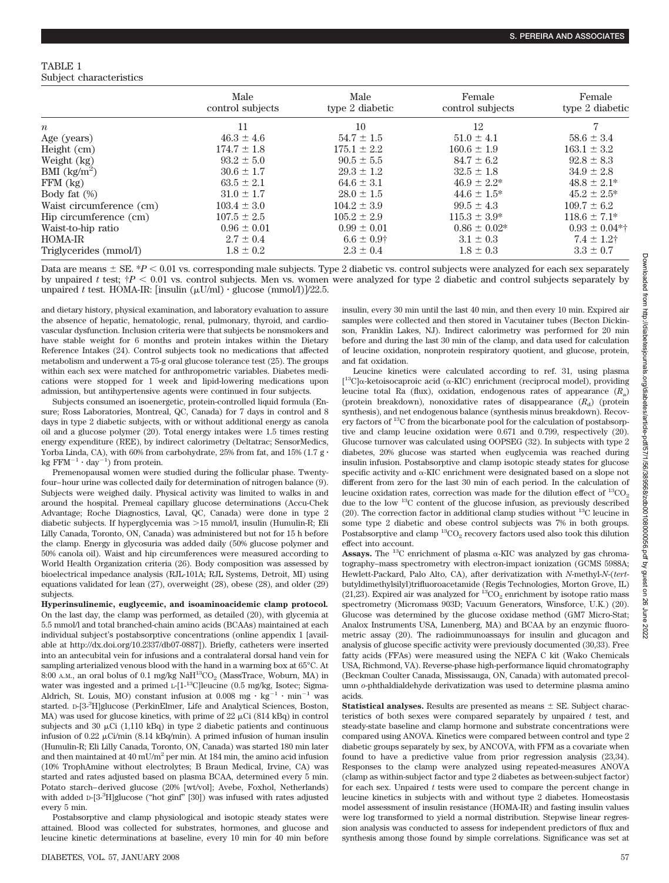TABLE 1
Subject characteristics

| | Male control subjects | Male type 2 diabetic | Female control subjects | Female type 2 diabetic |
|---|---|---|---|---|
| $n$ | 11 | 10 | 12 | 7 |
| Age (years) | 46.3 ± 4.6 | 54.7 ± 1.5 | 51.0 ± 4.1 | 58.6 ± 3.4 |
| Height (cm) | 174.7 ± 1.8 | 175.1 ± 2.2 | 160.6 ± 1.9 | 163.1 ± 3.2 |
| Weight (kg) | 93.2 ± 5.0 | 90.5 ± 5.5 | 84.7 ± 6.2 | 92.8 ± 8.3 |
| BMI (kg/m$^2$) | 30.6 ± 1.7 | 29.3 ± 1.2 | 32.5 ± 1.8 | 34.9 ± 2.8 |
| FFM (kg) | 63.5 ± 2.1 | 64.6 ± 3.1 | 46.9 ± 2.2* | 48.8 ± 2.1* |
| Body fat (%) | 31.0 ± 1.7 | 28.0 ± 1.5 | 44.6 ± 1.5* | 45.2 ± 2.5* |
| Waist circumference (cm) | 103.4 ± 3.0 | 104.2 ± 3.9 | 99.5 ± 4.3 | 109.7 ± 6.2 |
| Hip circumference (cm) | 107.5 ± 2.5 | 105.2 ± 2.9 | 115.3 ± 3.9* | 118.6 ± 7.1* |
| Waist-to-hip ratio | 0.96 ± 0.01 | 0.99 ± 0.01 | 0.86 ± 0.02* | 0.93 ± 0.04*† |
| HOMA-IR | 2.7 ± 0.4 | 6.6 ± 0.9† | 3.1 ± 0.3 | 7.4 ± 1.2† |
| Triglycerides (mmol/l) | 1.8 ± 0.2 | 2.3 ± 0.4 | 1.8 ± 0.3 | 3.3 ± 0.7 |

Data are means ± SE. *$P < 0.01$ vs. corresponding male subjects. Type 2 diabetic vs. control subjects were analyzed for each sex separately by unpaired $t$ test; †$P < 0.01$ vs. control subjects. Men vs. women were analyzed for type 2 diabetic and control subjects separately by unpaired $t$ test. HOMA-IR: [insulin (μU/ml) · glucose (mmol/l)]/22.5.

and dietary history, physical examination, and laboratory evaluation to assure the absence of hepatic, hematologic, renal, pulmonary, thyroid, and cardiovascular dysfunction. Inclusion criteria were that subjects be nonsmokers and have stable weight for 6 months and protein intakes within the Dietary Reference Intakes (24). Control subjects took no medications that affected metabolism and underwent a 75-g oral glucose tolerance test (25). The groups within each sex were matched for anthropometric variables. Diabetes medications were stopped for 1 week and lipid-lowering medications upon admission, but antihypertensive agents were continued in four subjects.

Subjects consumed an isoenergetic, protein-controlled liquid formula (Ensure; Ross Laboratories, Montreal, QC, Canada) for 7 days in control and 8 days in type 2 diabetic subjects, with or without additional energy as canola oil and a glucose polymer (20). Total energy intakes were 1.5 times resting energy expenditure (REE), by indirect calorimetry (Deltatrac; SensorMedics, Yorba Linda, CA), with 60% from carbohydrate, 25% from fat, and 15% (1.7 g · kg FFM$^{-1}$ · day$^{-1}$) from protein.

Premenopausal women were studied during the follicular phase. Twenty-four–hour urine was collected daily for determination of nitrogen balance (9). Subjects were weighed daily. Physical activity was limited to walks in and around the hospital. Premeal capillary glucose determinations (Accu-Chek Advantage; Roche Diagnostics, Laval, QC, Canada) were done in type 2 diabetic subjects. If hyperglycemia was >15 mmol/l, insulin (Humulin-R; Eli Lilly Canada, Toronto, ON, Canada) was administered but not for 15 h before the clamp. Energy in glycosuria was added daily (50% glucose polymer and 50% canola oil). Waist and hip circumferences were measured according to World Health Organization criteria (26). Body composition was assessed by bioelectrical impedance analysis (RJL-101A; RJL Systems, Detroit, MI) using equations validated for lean (27), overweight (28), obese (28), and older (29) subjects.

**Hyperinsulinemic, euglycemic, and isoaminoacidemic clamp protocol.** On the last day, the clamp was performed, as detailed (20), with glycemia at 5.5 mmol/l and total branched-chain amino acids (BCAAs) maintained at each individual subject's postabsorptive concentrations (online appendix 1 [available at http://dx.doi.org/10.2337/db07-0887]). Briefly, catheters were inserted into an antecubital vein for infusions and a contralateral dorsal hand vein for sampling arterialized venous blood with the hand in a warming box at 65°C. At 8:00 A.M., an oral bolus of 0.1 mg/kg NaH$^{13}$CO$_2$ (MassTrace, Woburn, MA) in water was ingested and a primed L-[1-$^{13}$C]leucine (0.5 mg/kg, Isotec; Sigma-Aldrich, St. Louis, MO) constant infusion at 0.008 mg · kg$^{-1}$ · min$^{-1}$ was started. D-[3-$^3$H]glucose (PerkinElmer, Life and Analytical Sciences, Boston, MA) was used for glucose kinetics, with prime of 22 μCi (814 kBq) in control subjects and 30 μCi (1,110 kBq) in type 2 diabetic patients and continuous infusion of 0.22 μCi/min (8.14 kBq/min). A primed infusion of human insulin (Humulin-R; Eli Lilly Canada, Toronto, ON, Canada) was started 180 min later and then maintained at 40 mU/m$^2$ per min. At 184 min, the amino acid infusion (10% TrophAmine without electrolytes; B Braun Medical, Irvine, CA) was started and rates adjusted based on plasma BCAA, determined every 5 min. Potato starch–derived glucose (20% [wt/vol]; Avebe, Foxhol, Netherlands) with added D-[3-$^3$H]glucose ("hot ginf" [30]) was infused with rates adjusted every 5 min.

Postabsorptive and clamp physiological and isotopic steady states were attained. Blood was collected for substrates, hormones, and glucose and leucine kinetic determinations at baseline, every 10 min for 40 min before insulin, every 30 min until the last 40 min, and then every 10 min. Expired air samples were collected and then stored in Vacutainer tubes (Becton Dickinson, Franklin Lakes, NJ). Indirect calorimetry was performed for 20 min before and during the last 30 min of the clamp, and data used for calculation of leucine oxidation, nonprotein respiratory quotient, and glucose, protein, and fat oxidation.

Leucine kinetics were calculated according to ref. 31, using plasma [$^{13}$C]α-ketoisocaproic acid (α-KIC) enrichment (reciprocal model), providing leucine total Ra (flux), oxidation, endogenous rates of appearance ($R_a$) (protein breakdown), nonoxidative rates of disappearance ($R_d$) (protein synthesis), and net endogenous balance (synthesis minus breakdown). Recovery factors of $^{13}$C from the bicarbonate pool for the calculation of postabsorptive and clamp leucine oxidation were 0.671 and 0.799, respectively (20). Glucose turnover was calculated using OOPSEG (32). In subjects with type 2 diabetes, 20% glucose was started when euglycemia was reached during insulin infusion. Postabsorptive and clamp isotopic steady states for glucose specific activity and α-KIC enrichment were designated based on a slope not different from zero for the last 30 min of each period. In the calculation of leucine oxidation rates, correction was made for the dilution effect of $^{13}$CO$_2$ due to the low $^{13}$C content of the glucose infusion, as previously described (20). The correction factor in additional clamp studies without $^{13}$C leucine in some type 2 diabetic and obese control subjects was 7% in both groups. Postabsorptive and clamp $^{13}$CO$_2$ recovery factors used also took this dilution effect into account.

**Assays.** The $^{13}$C enrichment of plasma α-KIC was analyzed by gas chromatography–mass spectrometry with electron-impact ionization (GCMS 5988A; Hewlett-Packard, Palo Alto, CA), after derivatization with *N*-methyl-*N*-(*tert*-butyldimethylsilyl)trifluoroacetamide (Regis Technologies, Morton Grove, IL) (21,23). Expired air was analyzed for $^{13}$CO$_2$ enrichment by isotope ratio mass spectrometry (Micromass 903D; Vacuum Generators, Winsforce, U.K.) (20). Glucose was determined by the glucose oxidase method (GM7 Micro-Stat; Analox Instruments USA, Lunenberg, MA) and BCAA by an enzymic fluorometric assay (20). The radioimmunoassays for insulin and glucagon and analysis of glucose specific activity were previously documented (30,33). Free fatty acids (FFAs) were measured using the NEFA C kit (Wako Chemicals USA, Richmond, VA). Reverse-phase high-performance liquid chromatography (Beckman Coulter Canada, Mississauga, ON, Canada) with automated precolumn *o*-phthaldialdehyde derivatization was used to determine plasma amino acids.

**Statistical analyses.** Results are presented as means ± SE. Subject characteristics of both sexes were compared separately by unpaired $t$ test, and steady-state baseline and clamp hormone and substrate concentrations were compared using ANOVA. Kinetics were compared between control and type 2 diabetic groups separately by sex, by ANCOVA, with FFM as a covariate when found to have a predictive value from prior regression analysis (23,34). Responses to the clamp were analyzed using repeated-measures ANOVA (clamp as within-subject factor and type 2 diabetes as between-subject factor) for each sex. Unpaired $t$ tests were used to compare the percent change in leucine kinetics in subjects with and without type 2 diabetes. Homeostasis model assessment of insulin resistance (HOMA-IR) and fasting insulin values were log transformed to yield a normal distribution. Stepwise linear regression analysis was conducted to assess for independent predictors of flux and synthesis among those found by simple correlations. Significance was set at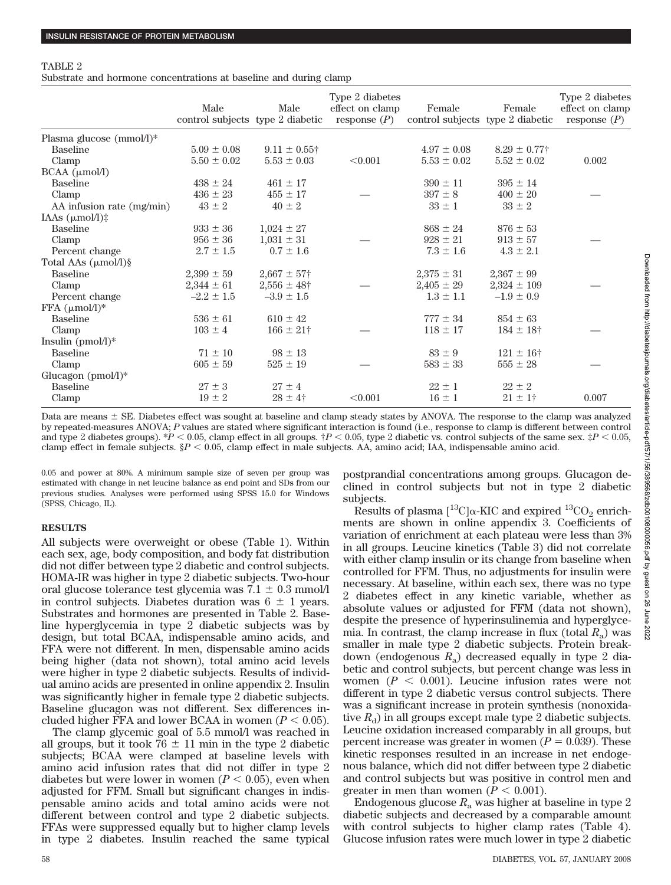TABLE 2

Substrate and hormone concentrations at baseline and during clamp

| | Male control subjects | Male type 2 diabetic | Type 2 diabetes effect on clamp response (*P*) | Female control subjects | Female type 2 diabetic | Type 2 diabetes effect on clamp response (*P*) |
|---|---|---|---|---|---|---|
| Plasma glucose (mmol/l)* | | | | | | |
| Baseline | 5.09 ± 0.08 | 9.11 ± 0.55† | | 4.97 ± 0.08 | 8.29 ± 0.77† | |
| Clamp | 5.50 ± 0.02 | 5.53 ± 0.03 | <0.001 | 5.53 ± 0.02 | 5.52 ± 0.02 | 0.002 |
| BCAA (μmol/l) | | | | | | |
| Baseline | 438 ± 24 | 461 ± 17 | | 390 ± 11 | 395 ± 14 | |
| Clamp | 436 ± 23 | 455 ± 17 | — | 397 ± 8 | 400 ± 20 | — |
| AA infusion rate (mg/min) | 43 ± 2 | 40 ± 2 | | 33 ± 1 | 33 ± 2 | |
| IAAs (μmol/l)‡ | | | | | | |
| Baseline | 933 ± 36 | 1,024 ± 27 | | 868 ± 24 | 876 ± 53 | |
| Clamp | 956 ± 36 | 1,031 ± 31 | — | 928 ± 21 | 913 ± 57 | — |
| Percent change | 2.7 ± 1.5 | 0.7 ± 1.6 | | 7.3 ± 1.6 | 4.3 ± 2.1 | |
| Total AAs (μmol/l)§ | | | | | | |
| Baseline | 2,399 ± 59 | 2,667 ± 57† | | 2,375 ± 31 | 2,367 ± 99 | |
| Clamp | 2,344 ± 61 | 2,556 ± 48† | — | 2,405 ± 29 | 2,324 ± 109 | — |
| Percent change | −2.2 ± 1.5 | −3.9 ± 1.5 | | 1.3 ± 1.1 | −1.9 ± 0.9 | |
| FFA (μmol/l)* | | | | | | |
| Baseline | 536 ± 61 | 610 ± 42 | | 777 ± 34 | 854 ± 63 | |
| Clamp | 103 ± 4 | 166 ± 21† | — | 118 ± 17 | 184 ± 18† | — |
| Insulin (pmol/l)* | | | | | | |
| Baseline | 71 ± 10 | 98 ± 13 | | 83 ± 9 | 121 ± 16† | |
| Clamp | 605 ± 59 | 525 ± 19 | — | 583 ± 33 | 555 ± 28 | — |
| Glucagon (pmol/l)* | | | | | | |
| Baseline | 27 ± 3 | 27 ± 4 | | 22 ± 1 | 22 ± 2 | |
| Clamp | 19 ± 2 | 28 ± 4† | <0.001 | 16 ± 1 | 21 ± 1† | 0.007 |

Data are means ± SE. Diabetes effect was sought at baseline and clamp steady states by ANOVA. The response to the clamp was analyzed by repeated-measures ANOVA; *P* values are stated where significant interaction is found (i.e., response to clamp is different between control and type 2 diabetes groups). \**P* < 0.05, clamp effect in all groups. †*P* < 0.05, type 2 diabetic vs. control subjects of the same sex. ‡*P* < 0.05, clamp effect in female subjects. §*P* < 0.05, clamp effect in male subjects. AA, amino acid; IAA, indispensable amino acid.

0.05 and power at 80%. A minimum sample size of seven per group was estimated with change in net leucine balance as end point and SDs from our previous studies. Analyses were performed using SPSS 15.0 for Windows (SPSS, Chicago, IL).

## RESULTS

All subjects were overweight or obese (Table 1). Within each sex, age, body composition, and body fat distribution did not differ between type 2 diabetic and control subjects. HOMA-IR was higher in type 2 diabetic subjects. Two-hour oral glucose tolerance test glycemia was 7.1 ± 0.3 mmol/l in control subjects. Diabetes duration was 6 ± 1 years. Substrates and hormones are presented in Table 2. Baseline hyperglycemia in type 2 diabetic subjects was by design, but total BCAA, indispensable amino acids, and FFA were not different. In men, dispensable amino acids being higher (data not shown), total amino acid levels were higher in type 2 diabetic subjects. Results of individual amino acids are presented in online appendix 2. Insulin was significantly higher in female type 2 diabetic subjects. Baseline glucagon was not different. Sex differences included higher FFA and lower BCAA in women ($P < 0.05$).

The clamp glycemic goal of 5.5 mmol/l was reached in all groups, but it took 76 ± 11 min in the type 2 diabetic subjects; BCAA were clamped at baseline levels with amino acid infusion rates that did not differ in type 2 diabetes but were lower in women ($P < 0.05$), even when adjusted for FFM. Small but significant changes in indispensable amino acids and total amino acids were not different between control and type 2 diabetic subjects. FFAs were suppressed equally but to higher clamp levels in type 2 diabetes. Insulin reached the same typical postprandial concentrations among groups. Glucagon declined in control subjects but not in type 2 diabetic subjects.

Results of plasma [$^{13}$C]α-KIC and expired $^{13}CO_2$ enrichments are shown in online appendix 3. Coefficients of variation of enrichment at each plateau were less than 3% in all groups. Leucine kinetics (Table 3) did not correlate with either clamp insulin or its change from baseline when controlled for FFM. Thus, no adjustments for insulin were necessary. At baseline, within each sex, there was no type 2 diabetes effect in any kinetic variable, whether as absolute values or adjusted for FFM (data not shown), despite the presence of hyperinsulinemia and hyperglycemia. In contrast, the clamp increase in flux (total $R_a$) was smaller in male type 2 diabetic subjects. Protein breakdown (endogenous $R_a$) decreased equally in type 2 diabetic and control subjects, but percent change was less in women ($P < 0.001$). Leucine infusion rates were not different in type 2 diabetic versus control subjects. There was a significant increase in protein synthesis (nonoxidative $R_d$) in all groups except male type 2 diabetic subjects. Leucine oxidation increased comparably in all groups, but percent increase was greater in women ($P = 0.039$). These kinetic responses resulted in an increase in net endogenous balance, which did not differ between type 2 diabetic and control subjects but was positive in control men and greater in men than women ($P < 0.001$).

Endogenous glucose $R_a$ was higher at baseline in type 2 diabetic subjects and decreased by a comparable amount with control subjects to higher clamp rates (Table 4). Glucose infusion rates were much lower in type 2 diabetic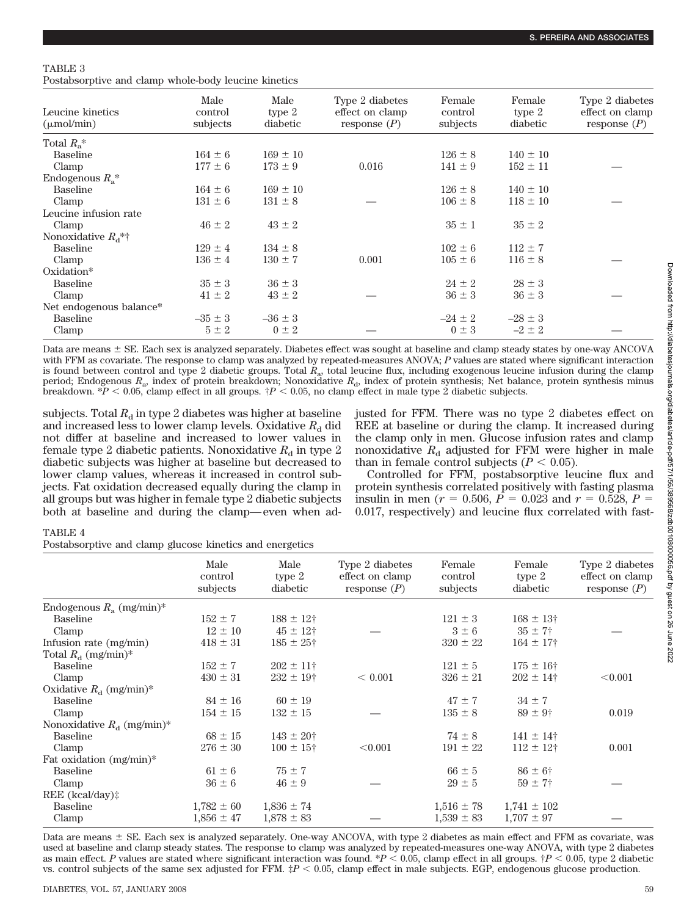TABLE 3

Postabsorptive and clamp whole-body leucine kinetics

| Leucine kinetics (μmol/min) | Male control subjects | Male type 2 diabetic | Type 2 diabetes effect on clamp response (P) | Female control subjects | Female type 2 diabetic | Type 2 diabetes effect on clamp response (P) |
|---|---|---|---|---|---|---|
| Total $R_a$* | | | | | | |
| Baseline | 164 ± 6 | 169 ± 10 | | 126 ± 8 | 140 ± 10 | |
| Clamp | 177 ± 6 | 173 ± 9 | 0.016 | 141 ± 9 | 152 ± 11 | — |
| Endogenous $R_a$* | | | | | | |
| Baseline | 164 ± 6 | 169 ± 10 | | 126 ± 8 | 140 ± 10 | |
| Clamp | 131 ± 6 | 131 ± 8 | — | 106 ± 8 | 118 ± 10 | — |
| Leucine infusion rate | | | | | | |
| Clamp | 46 ± 2 | 43 ± 2 | | 35 ± 1 | 35 ± 2 | |
| Nonoxidative $R_d$*† | | | | | | |
| Baseline | 129 ± 4 | 134 ± 8 | | 102 ± 6 | 112 ± 7 | |
| Clamp | 136 ± 4 | 130 ± 7 | 0.001 | 105 ± 6 | 116 ± 8 | — |
| Oxidation* | | | | | | |
| Baseline | 35 ± 3 | 36 ± 3 | | 24 ± 2 | 28 ± 3 | |
| Clamp | 41 ± 2 | 43 ± 2 | — | 36 ± 3 | 36 ± 3 | — |
| Net endogenous balance* | | | | | | |
| Baseline | –35 ± 3 | –36 ± 3 | | –24 ± 2 | –28 ± 3 | |
| Clamp | 5 ± 2 | 0 ± 2 | — | 0 ± 3 | –2 ± 2 | — |

Data are means ± SE. Each sex is analyzed separately. Diabetes effect was sought at baseline and clamp steady states by one-way ANCOVA with FFM as covariate. The response to clamp was analyzed by repeated-measures ANOVA; *P* values are stated where significant interaction is found between control and type 2 diabetic groups. Total $R_a$, total leucine flux, including exogenous leucine infusion during the clamp period; Endogenous $R_a$, index of protein breakdown; Nonoxidative $R_d$, index of protein synthesis; Net balance, protein synthesis minus breakdown. *$P < 0.05$, clamp effect in all groups. †$P < 0.05$, no clamp effect in male type 2 diabetic subjects.

subjects. Total $R_d$ in type 2 diabetes was higher at baseline and increased less to lower clamp levels. Oxidative $R_d$ did not differ at baseline and increased to lower values in female type 2 diabetic subjects. Nonoxidative $R_d$ in type 2 diabetic subjects was higher at baseline but decreased to lower clamp values, whereas it increased in control subjects. Fat oxidation decreased equally during the clamp in all groups but was higher in female type 2 diabetic subjects both at baseline and during the clamp—even when adjusted for FFM. There was no type 2 diabetes effect on REE at baseline or during the clamp. It increased during the clamp only in men. Glucose infusion rates and clamp nonoxidative $R_d$ adjusted for FFM were higher in male than in female control subjects ($P < 0.05$).

Controlled for FFM, postabsorptive leucine flux and protein synthesis correlated positively with fasting plasma insulin in men ($r = 0.506$, $P = 0.023$ and $r = 0.528$, $P = 0.017$, respectively) and leucine flux correlated with fast-

TABLE 4

Postabsorptive and clamp glucose kinetics and energetics

| | Male control subjects | Male type 2 diabetic | Type 2 diabetes effect on clamp response (P) | Female control subjects | Female type 2 diabetic | Type 2 diabetes effect on clamp response (P) |
|---|---|---|---|---|---|---|
| Endogenous $R_a$ (mg/min)* | | | | | | |
| Baseline | 152 ± 7 | 188 ± 12† | | 121 ± 3 | 168 ± 13† | |
| Clamp | 12 ± 10 | 45 ± 12† | — | 3 ± 6 | 35 ± 7† | — |
| Infusion rate (mg/min) | 418 ± 31 | 185 ± 25† | | 320 ± 22 | 164 ± 17† | |
| Total $R_d$ (mg/min)* | | | | | | |
| Baseline | 152 ± 7 | 202 ± 11† | | 121 ± 5 | 175 ± 16† | |
| Clamp | 430 ± 31 | 232 ± 19† | < 0.001 | 326 ± 21 | 202 ± 14† | <0.001 |
| Oxidative $R_d$ (mg/min)* | | | | | | |
| Baseline | 84 ± 16 | 60 ± 19 | | 47 ± 7 | 34 ± 7 | |
| Clamp | 154 ± 15 | 132 ± 15 | — | 135 ± 8 | 89 ± 9† | 0.019 |
| Nonoxidative $R_d$ (mg/min)* | | | | | | |
| Baseline | 68 ± 15 | 143 ± 20† | | 74 ± 8 | 141 ± 14† | |
| Clamp | 276 ± 30 | 100 ± 15† | <0.001 | 191 ± 22 | 112 ± 12† | 0.001 |
| Fat oxidation (mg/min)* | | | | | | |
| Baseline | 61 ± 6 | 75 ± 7 | | 66 ± 5 | 86 ± 6† | |
| Clamp | 36 ± 6 | 46 ± 9 | — | 29 ± 5 | 59 ± 7† | — |
| REE (kcal/day)‡ | | | | | | |
| Baseline | 1,782 ± 60 | 1,836 ± 74 | | 1,516 ± 78 | 1,741 ± 102 | |
| Clamp | 1,856 ± 47 | 1,878 ± 83 | — | 1,539 ± 83 | 1,707 ± 97 | — |

Data are means ± SE. Each sex is analyzed separately. One-way ANCOVA, with type 2 diabetes as main effect and FFM as covariate, was used at baseline and clamp steady states. The response to clamp was analyzed by repeated-measures one-way ANOVA, with type 2 diabetes as main effect. *P* values are stated where significant interaction was found. *$P < 0.05$, clamp effect in all groups. †$P < 0.05$, type 2 diabetic vs. control subjects of the same sex adjusted for FFM. ‡$P < 0.05$, clamp effect in male subjects. EGP, endogenous glucose production.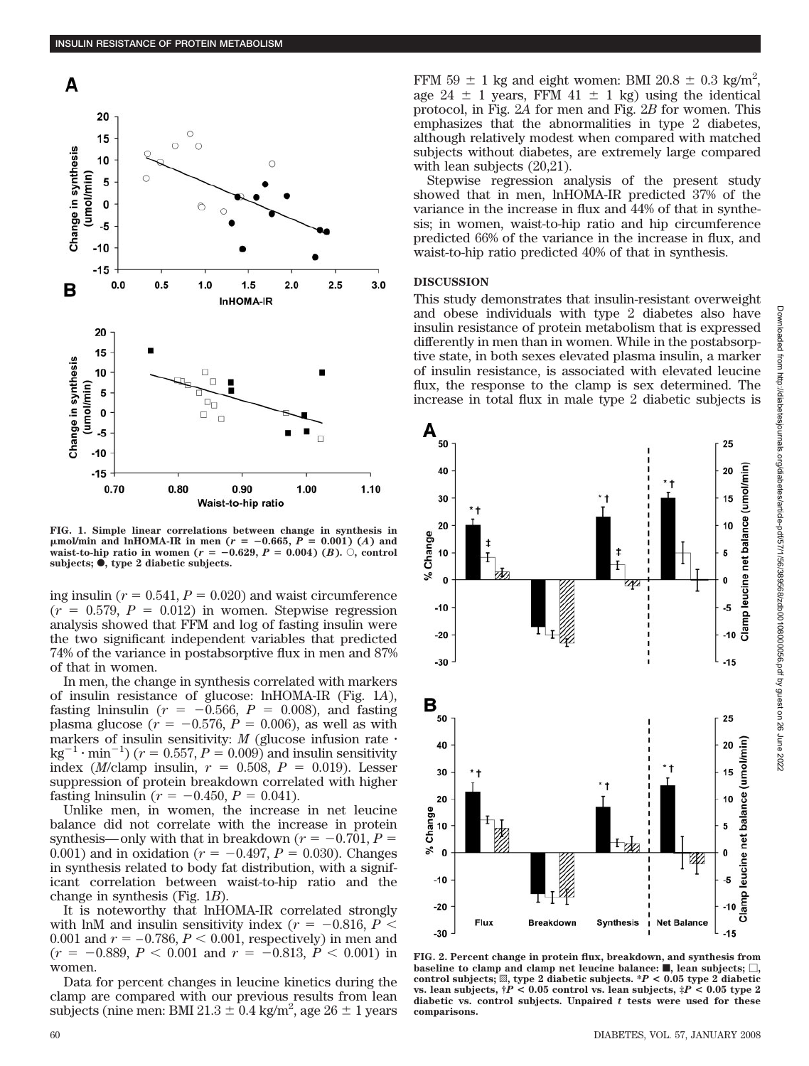FIG. 1. Simple linear correlations between change in synthesis in μmol/min and lnHOMA-IR in men ($r = -0.665$, $P = 0.001$) (A) and waist-to-hip ratio in women ($r = -0.629$, $P = 0.004$) (B). ○, control subjects; ●, type 2 diabetic subjects.

ing insulin ($r = 0.541$, $P = 0.020$) and waist circumference ($r = 0.579$, $P = 0.012$) in women. Stepwise regression analysis showed that FFM and log of fasting insulin were the two significant independent variables that predicted 74% of the variance in postabsorptive flux in men and 87% of that in women.

In men, the change in synthesis correlated with markers of insulin resistance of glucose: lnHOMA-IR (Fig. 1A), fasting lninsulin ($r = -0.566$, $P = 0.008$), and fasting plasma glucose ($r = -0.576$, $P = 0.006$), as well as with markers of insulin sensitivity: $M$ (glucose infusion rate $\cdot$ $\text{kg}^{-1} \cdot \text{min}^{-1}$) ($r = 0.557$, $P = 0.009$) and insulin sensitivity index ($M$/clamp insulin, $r = 0.508$, $P = 0.019$). Lesser suppression of protein breakdown correlated with higher fasting lninsulin ($r = -0.450$, $P = 0.041$).

Unlike men, in women, the increase in net leucine balance did not correlate with the increase in protein synthesis—only with that in breakdown ($r = -0.701$, $P = 0.001$) and in oxidation ($r = -0.497$, $P = 0.030$). Changes in synthesis related to body fat distribution, with a significant correlation between waist-to-hip ratio and the change in synthesis (Fig. 1B).

It is noteworthy that lnHOMA-IR correlated strongly with lnM and insulin sensitivity index ($r = -0.816$, $P < 0.001$ and $r = -0.786$, $P < 0.001$, respectively) in men and ($r = -0.889$, $P < 0.001$ and $r = -0.813$, $P < 0.001$) in women.

Data for percent changes in leucine kinetics during the clamp are compared with our previous results from lean subjects (nine men: BMI $21.3 \pm 0.4$ kg/m$^2$, age $26 \pm 1$ years FFM $59 \pm 1$ kg and eight women: BMI $20.8 \pm 0.3$ kg/m$^2$, age $24 \pm 1$ years, FFM $41 \pm 1$ kg) using the identical protocol, in Fig. 2A for men and Fig. 2B for women. This emphasizes that the abnormalities in type 2 diabetes, although relatively modest when compared with matched subjects without diabetes, are extremely large compared with lean subjects (20,21).

Stepwise regression analysis of the present study showed that in men, lnHOMA-IR predicted 37% of the variance in the increase in flux and 44% of that in synthesis; in women, waist-to-hip ratio and hip circumference predicted 66% of the variance in the increase in flux, and waist-to-hip ratio predicted 40% of that in synthesis.

## DISCUSSION

This study demonstrates that insulin-resistant overweight and obese individuals with type 2 diabetes also have insulin resistance of protein metabolism that is expressed differently in men than in women. While in the postabsorptive state, in both sexes elevated plasma insulin, a marker of insulin resistance, is associated with elevated leucine flux, the response to the clamp is sex determined. The increase in total flux in male type 2 diabetic subjects is

FIG. 2. Percent change in protein flux, breakdown, and synthesis from baseline to clamp and clamp net leucine balance: ■, lean subjects; □, control subjects; ▨, type 2 diabetic subjects. *$P < 0.05$ type 2 diabetic vs. lean subjects, †$P < 0.05$ control vs. lean subjects, ‡$P < 0.05$ type 2 diabetic vs. control subjects. Unpaired $t$ tests were used for these comparisons.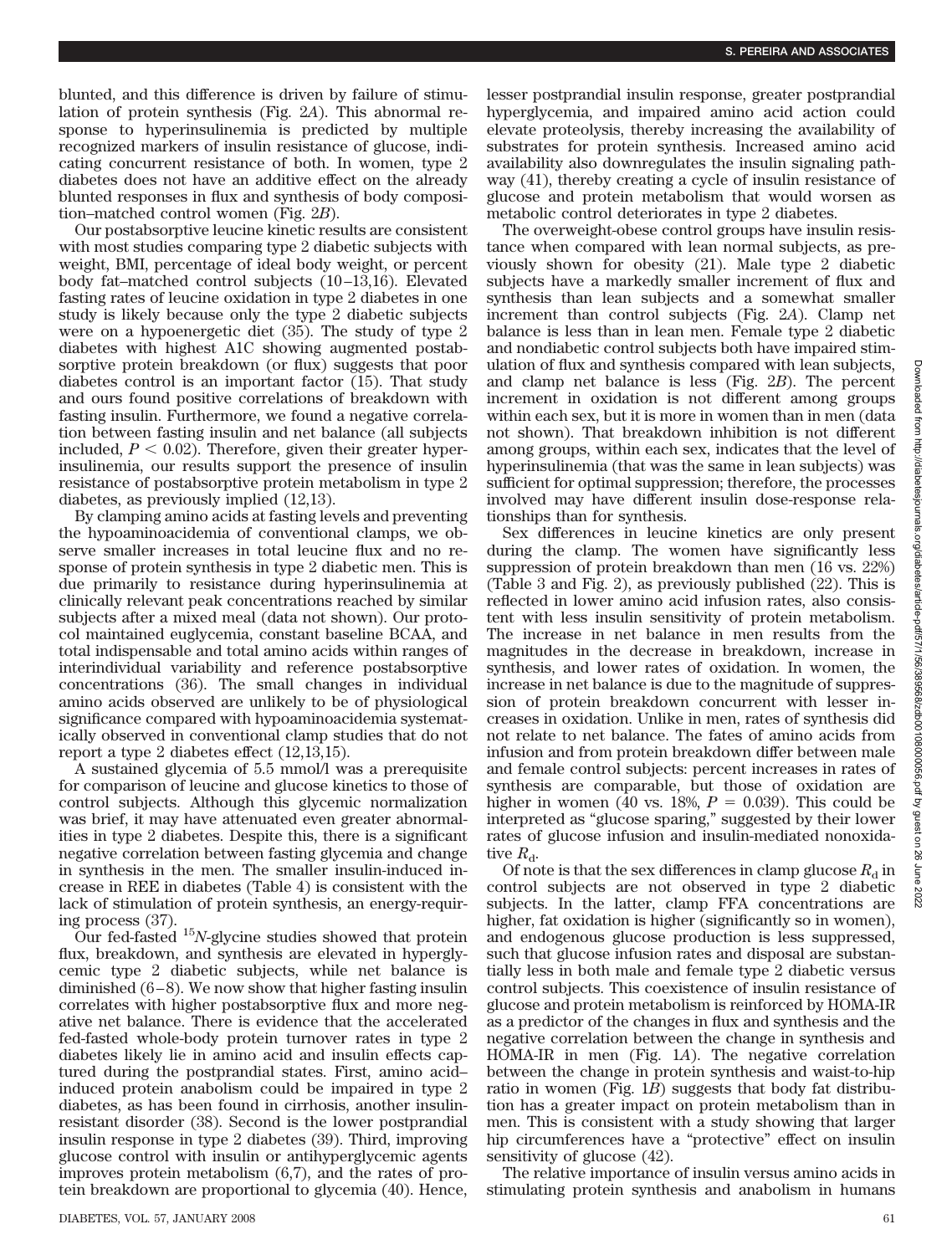blunted, and this difference is driven by failure of stimulation of protein synthesis (Fig. 2*A*). This abnormal response to hyperinsulinemia is predicted by multiple recognized markers of insulin resistance of glucose, indicating concurrent resistance of both. In women, type 2 diabetes does not have an additive effect on the already blunted responses in flux and synthesis of body composition–matched control women (Fig. 2*B*).

Our postabsorptive leucine kinetic results are consistent with most studies comparing type 2 diabetic subjects with weight, BMI, percentage of ideal body weight, or percent body fat–matched control subjects (10–13,16). Elevated fasting rates of leucine oxidation in type 2 diabetes in one study is likely because only the type 2 diabetic subjects were on a hypoenergetic diet (35). The study of type 2 diabetes with highest A1C showing augmented postabsorptive protein breakdown (or flux) suggests that poor diabetes control is an important factor (15). That study and ours found positive correlations of breakdown with fasting insulin. Furthermore, we found a negative correlation between fasting insulin and net balance (all subjects included, $P < 0.02$). Therefore, given their greater hyperinsulinemia, our results support the presence of insulin resistance of postabsorptive protein metabolism in type 2 diabetes, as previously implied (12,13).

By clamping amino acids at fasting levels and preventing the hypoaminoacidemia of conventional clamps, we observe smaller increases in total leucine flux and no response of protein synthesis in type 2 diabetic men. This is due primarily to resistance during hyperinsulinemia at clinically relevant peak concentrations reached by similar subjects after a mixed meal (data not shown). Our protocol maintained euglycemia, constant baseline BCAA, and total indispensable and total amino acids within ranges of interindividual variability and reference postabsorptive concentrations (36). The small changes in individual amino acids observed are unlikely to be of physiological significance compared with hypoaminoacidemia systematically observed in conventional clamp studies that do not report a type 2 diabetes effect (12,13,15).

A sustained glycemia of 5.5 mmol/l was a prerequisite for comparison of leucine and glucose kinetics to those of control subjects. Although this glycemic normalization was brief, it may have attenuated even greater abnormalities in type 2 diabetes. Despite this, there is a significant negative correlation between fasting glycemia and change in synthesis in the men. The smaller insulin-induced increase in REE in diabetes (Table 4) is consistent with the lack of stimulation of protein synthesis, an energy-requiring process (37).

Our fed-fasted $^{15}N$-glycine studies showed that protein flux, breakdown, and synthesis are elevated in hyperglycemic type 2 diabetic subjects, while net balance is diminished (6–8). We now show that higher fasting insulin correlates with higher postabsorptive flux and more negative net balance. There is evidence that the accelerated fed-fasted whole-body protein turnover rates in type 2 diabetes likely lie in amino acid and insulin effects captured during the postprandial states. First, amino acid–induced protein anabolism could be impaired in type 2 diabetes, as has been found in cirrhosis, another insulin-resistant disorder (38). Second is the lower postprandial insulin response in type 2 diabetes (39). Third, improving glucose control with insulin or antihyperglycemic agents improves protein metabolism (6,7), and the rates of protein breakdown are proportional to glycemia (40). Hence, lesser postprandial insulin response, greater postprandial hyperglycemia, and impaired amino acid action could elevate proteolysis, thereby increasing the availability of substrates for protein synthesis. Increased amino acid availability also downregulates the insulin signaling pathway (41), thereby creating a cycle of insulin resistance of glucose and protein metabolism that would worsen as metabolic control deteriorates in type 2 diabetes.

The overweight-obese control groups have insulin resistance when compared with lean normal subjects, as previously shown for obesity (21). Male type 2 diabetic subjects have a markedly smaller increment of flux and synthesis than lean subjects and a somewhat smaller increment than control subjects (Fig. 2*A*). Clamp net balance is less than in lean men. Female type 2 diabetic and nondiabetic control subjects both have impaired stimulation of flux and synthesis compared with lean subjects, and clamp net balance is less (Fig. 2*B*). The percent increment in oxidation is not different among groups within each sex, but it is more in women than in men (data not shown). That breakdown inhibition is not different among groups, within each sex, indicates that the level of hyperinsulinemia (that was the same in lean subjects) was sufficient for optimal suppression; therefore, the processes involved may have different insulin dose-response relationships than for synthesis.

Sex differences in leucine kinetics are only present during the clamp. The women have significantly less suppression of protein breakdown than men (16 vs. 22%) (Table 3 and Fig. 2), as previously published (22). This is reflected in lower amino acid infusion rates, also consistent with less insulin sensitivity of protein metabolism. The increase in net balance in men results from the magnitudes in the decrease in breakdown, increase in synthesis, and lower rates of oxidation. In women, the increase in net balance is due to the magnitude of suppression of protein breakdown concurrent with lesser increases in oxidation. Unlike in men, rates of synthesis did not relate to net balance. The fates of amino acids from infusion and from protein breakdown differ between male and female control subjects: percent increases in rates of synthesis are comparable, but those of oxidation are higher in women (40 vs. 18%, $P = 0.039$). This could be interpreted as "glucose sparing," suggested by their lower rates of glucose infusion and insulin-mediated nonoxidative $R_d$.

Of note is that the sex differences in clamp glucose $R_d$ in control subjects are not observed in type 2 diabetic subjects. In the latter, clamp FFA concentrations are higher, fat oxidation is higher (significantly so in women), and endogenous glucose production is less suppressed, such that glucose infusion rates and disposal are substantially less in both male and female type 2 diabetic versus control subjects. This coexistence of insulin resistance of glucose and protein metabolism is reinforced by HOMA-IR as a predictor of the changes in flux and synthesis and the negative correlation between the change in synthesis and HOMA-IR in men (Fig. 1*A*). The negative correlation between the change in protein synthesis and waist-to-hip ratio in women (Fig. 1*B*) suggests that body fat distribution has a greater impact on protein metabolism than in men. This is consistent with a study showing that larger hip circumferences have a "protective" effect on insulin sensitivity of glucose (42).

The relative importance of insulin versus amino acids in stimulating protein synthesis and anabolism in humans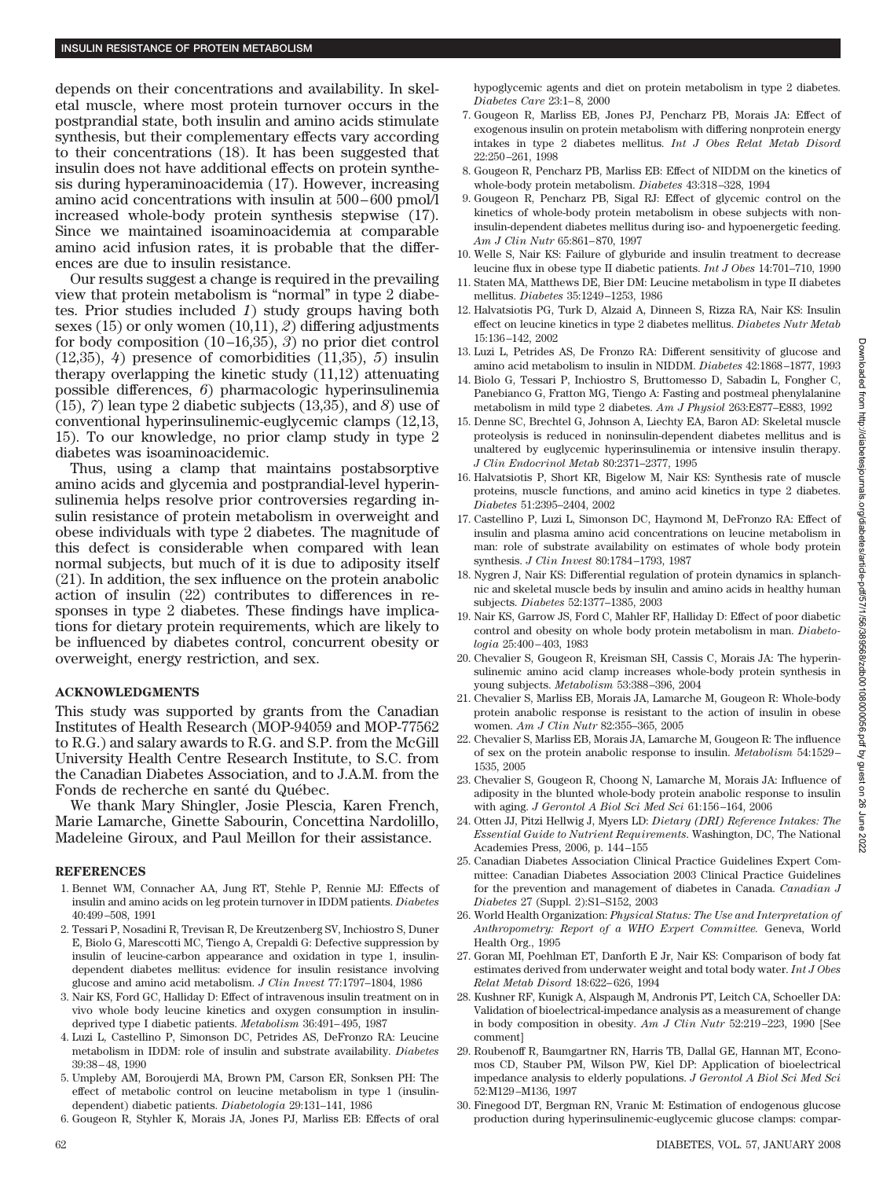depends on their concentrations and availability. In skeletal muscle, where most protein turnover occurs in the postprandial state, both insulin and amino acids stimulate synthesis, but their complementary effects vary according to their concentrations (18). It has been suggested that insulin does not have additional effects on protein synthesis during hyperaminoacidemia (17). However, increasing amino acid concentrations with insulin at 500–600 pmol/l increased whole-body protein synthesis stepwise (17). Since we maintained isoaminoacidemia at comparable amino acid infusion rates, it is probable that the differences are due to insulin resistance.

Our results suggest a change is required in the prevailing view that protein metabolism is "normal" in type 2 diabetes. Prior studies included *1*) study groups having both sexes (15) or only women (10,11), *2*) differing adjustments for body composition (10–16,35), *3*) no prior diet control (12,35), *4*) presence of comorbidities (11,35), *5*) insulin therapy overlapping the kinetic study (11,12) attenuating possible differences, *6*) pharmacologic hyperinsulinemia (15), *7*) lean type 2 diabetic subjects (13,35), and *8*) use of conventional hyperinsulinemic-euglycemic clamps (12,13, 15). To our knowledge, no prior clamp study in type 2 diabetes was isoaminoacidemic.

Thus, using a clamp that maintains postabsorptive amino acids and glycemia and postprandial-level hyperinsulinemia helps resolve prior controversies regarding insulin resistance of protein metabolism in overweight and obese individuals with type 2 diabetes. The magnitude of this defect is considerable when compared with lean normal subjects, but much of it is due to adiposity itself (21). In addition, the sex influence on the protein anabolic action of insulin (22) contributes to differences in responses in type 2 diabetes. These findings have implications for dietary protein requirements, which are likely to be influenced by diabetes control, concurrent obesity or overweight, energy restriction, and sex.

## ACKNOWLEDGMENTS

This study was supported by grants from the Canadian Institutes of Health Research (MOP-94059 and MOP-77562 to R.G.) and salary awards to R.G. and S.P. from the McGill University Health Centre Research Institute, to S.C. from the Canadian Diabetes Association, and to J.A.M. from the Fonds de recherche en santé du Québec.

We thank Mary Shingler, Josie Plescia, Karen French, Marie Lamarche, Ginette Sabourin, Concettina Nardolillo, Madeleine Giroux, and Paul Meillon for their assistance.

## REFERENCES

1. Bennet WM, Connacher AA, Jung RT, Stehle P, Rennie MJ: Effects of insulin and amino acids on leg protein turnover in IDDM patients. *Diabetes* 40:499–508, 1991
2. Tessari P, Nosadini R, Trevisan R, De Kreutzenberg SV, Inchiostro S, Duner E, Biolo G, Marescotti MC, Tiengo A, Crepaldi G: Defective suppression by insulin of leucine-carbon appearance and oxidation in type 1, insulin-dependent diabetes mellitus: evidence for insulin resistance involving glucose and amino acid metabolism. *J Clin Invest* 77:1797–1804, 1986
3. Nair KS, Ford GC, Halliday D: Effect of intravenous insulin treatment on in vivo whole body leucine kinetics and oxygen consumption in insulin-deprived type I diabetic patients. *Metabolism* 36:491–495, 1987
4. Luzi L, Castellino P, Simonson DC, Petrides AS, DeFronzo RA: Leucine metabolism in IDDM: role of insulin and substrate availability. *Diabetes* 39:38–48, 1990
5. Umpleby AM, Boroujerdi MA, Brown PM, Carson ER, Sonksen PH: The effect of metabolic control on leucine metabolism in type 1 (insulin-dependent) diabetic patients. *Diabetologia* 29:131–141, 1986
6. Gougeon R, Styhler K, Morais JA, Jones PJ, Marliss EB: Effects of oral hypoglycemic agents and diet on protein metabolism in type 2 diabetes. *Diabetes Care* 23:1–8, 2000
7. Gougeon R, Marliss EB, Jones PJ, Pencharz PB, Morais JA: Effect of exogenous insulin on protein metabolism with differing nonprotein energy intakes in type 2 diabetes mellitus. *Int J Obes Relat Metab Disord* 22:250–261, 1998
8. Gougeon R, Pencharz PB, Marliss EB: Effect of NIDDM on the kinetics of whole-body protein metabolism. *Diabetes* 43:318–328, 1994
9. Gougeon R, Pencharz PB, Sigal RJ: Effect of glycemic control on the kinetics of whole-body protein metabolism in obese subjects with non-insulin-dependent diabetes mellitus during iso- and hypoenergetic feeding. *Am J Clin Nutr* 65:861–870, 1997
10. Welle S, Nair KS: Failure of glyburide and insulin treatment to decrease leucine flux in obese type II diabetic patients. *Int J Obes* 14:701–710, 1990
11. Staten MA, Matthews DE, Bier DM: Leucine metabolism in type II diabetes mellitus. *Diabetes* 35:1249–1253, 1986
12. Halvatsiotis PG, Turk D, Alzaid A, Dinneen S, Rizza RA, Nair KS: Insulin effect on leucine kinetics in type 2 diabetes mellitus. *Diabetes Nutr Metab* 15:136–142, 2002
13. Luzi L, Petrides AS, De Fronzo RA: Different sensitivity of glucose and amino acid metabolism to insulin in NIDDM. *Diabetes* 42:1868–1877, 1993
14. Biolo G, Tessari P, Inchiostro S, Bruttomesso D, Sabadin L, Fongher C, Panebianco G, Fratton MG, Tiengo A: Fasting and postmeal phenylalanine metabolism in mild type 2 diabetes. *Am J Physiol* 263:E877–E883, 1992
15. Denne SC, Brechtel G, Johnson A, Liechty EA, Baron AD: Skeletal muscle proteolysis is reduced in noninsulin-dependent diabetes mellitus and is unaltered by euglycemic hyperinsulinemia or intensive insulin therapy. *J Clin Endocrinol Metab* 80:2371–2377, 1995
16. Halvatsiotis P, Short KR, Bigelow M, Nair KS: Synthesis rate of muscle proteins, muscle functions, and amino acid kinetics in type 2 diabetes. *Diabetes* 51:2395–2404, 2002
17. Castellino P, Luzi L, Simonson DC, Haymond M, DeFronzo RA: Effect of insulin and plasma amino acid concentrations on leucine metabolism in man: role of substrate availability on estimates of whole body protein synthesis. *J Clin Invest* 80:1784–1793, 1987
18. Nygren J, Nair KS: Differential regulation of protein dynamics in splanchnic and skeletal muscle beds by insulin and amino acids in healthy human subjects. *Diabetes* 52:1377–1385, 2003
19. Nair KS, Garrow JS, Ford C, Mahler RF, Halliday D: Effect of poor diabetic control and obesity on whole body protein metabolism in man. *Diabetologia* 25:400–403, 1983
20. Chevalier S, Gougeon R, Kreisman SH, Cassis C, Morais JA: The hyperinsulinemic amino acid clamp increases whole-body protein synthesis in young subjects. *Metabolism* 53:388–396, 2004
21. Chevalier S, Marliss EB, Morais JA, Lamarche M, Gougeon R: Whole-body protein anabolic response is resistant to the action of insulin in obese women. *Am J Clin Nutr* 82:355–365, 2005
22. Chevalier S, Marliss EB, Morais JA, Lamarche M, Gougeon R: The influence of sex on the protein anabolic response to insulin. *Metabolism* 54:1529–1535, 2005
23. Chevalier S, Gougeon R, Choong N, Lamarche M, Morais JA: Influence of adiposity in the blunted whole-body protein anabolic response to insulin with aging. *J Gerontol A Biol Sci Med Sci* 61:156–164, 2006
24. Otten JJ, Pitzi Hellwig J, Myers LD: *Dietary (DRI) Reference Intakes: The Essential Guide to Nutrient Requirements*. Washington, DC, The National Academies Press, 2006, p. 144–155
25. Canadian Diabetes Association Clinical Practice Guidelines Expert Committee: Canadian Diabetes Association 2003 Clinical Practice Guidelines for the prevention and management of diabetes in Canada. *Canadian J Diabetes* 27 (Suppl. 2):S1–S152, 2003
26. World Health Organization: *Physical Status: The Use and Interpretation of Anthropometry: Report of a WHO Expert Committee.* Geneva, World Health Org., 1995
27. Goran MI, Poehlman ET, Danforth E Jr, Nair KS: Comparison of body fat estimates derived from underwater weight and total body water. *Int J Obes Relat Metab Disord* 18:622–626, 1994
28. Kushner RF, Kunigk A, Alspaugh M, Andronis PT, Leitch CA, Schoeller DA: Validation of bioelectrical-impedance analysis as a measurement of change in body composition in obesity. *Am J Clin Nutr* 52:219–223, 1990 [See comment]
29. Roubenoff R, Baumgartner RN, Harris TB, Dallal GE, Hannan MT, Economos CD, Stauber PM, Wilson PW, Kiel DP: Application of bioelectrical impedance analysis to elderly populations. *J Gerontol A Biol Sci Med Sci* 52:M129–M136, 1997
30. Finegood DT, Bergman RN, Vranic M: Estimation of endogenous glucose production during hyperinsulinemic-euglycemic glucose clamps: compar-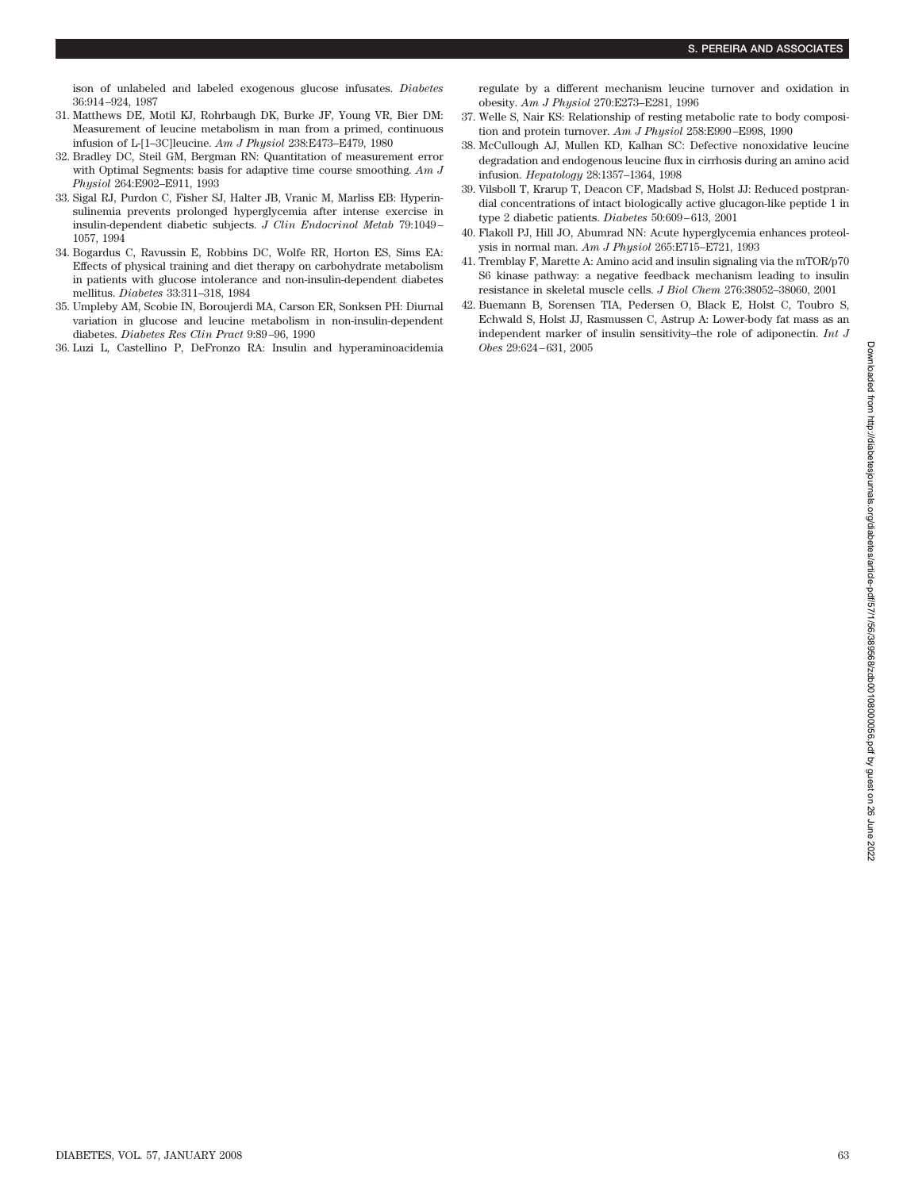ison of unlabeled and labeled exogenous glucose infusates. *Diabetes* 36:914–924, 1987

31. Matthews DE, Motil KJ, Rohrbaugh DK, Burke JF, Young VR, Bier DM: Measurement of leucine metabolism in man from a primed, continuous infusion of L-[1–3C]leucine. *Am J Physiol* 238:E473–E479, 1980
32. Bradley DC, Steil GM, Bergman RN: Quantitation of measurement error with Optimal Segments: basis for adaptive time course smoothing. *Am J Physiol* 264:E902–E911, 1993
33. Sigal RJ, Purdon C, Fisher SJ, Halter JB, Vranic M, Marliss EB: Hyperinsulinemia prevents prolonged hyperglycemia after intense exercise in insulin-dependent diabetic subjects. *J Clin Endocrinol Metab* 79:1049–1057, 1994
34. Bogardus C, Ravussin E, Robbins DC, Wolfe RR, Horton ES, Sims EA: Effects of physical training and diet therapy on carbohydrate metabolism in patients with glucose intolerance and non-insulin-dependent diabetes mellitus. *Diabetes* 33:311–318, 1984
35. Umpleby AM, Scobie IN, Boroujerdi MA, Carson ER, Sonksen PH: Diurnal variation in glucose and leucine metabolism in non-insulin-dependent diabetes. *Diabetes Res Clin Pract* 9:89–96, 1990
36. Luzi L, Castellino P, DeFronzo RA: Insulin and hyperaminoacidemia regulate by a different mechanism leucine turnover and oxidation in obesity. *Am J Physiol* 270:E273–E281, 1996
37. Welle S, Nair KS: Relationship of resting metabolic rate to body composition and protein turnover. *Am J Physiol* 258:E990–E998, 1990
38. McCullough AJ, Mullen KD, Kalhan SC: Defective nonoxidative leucine degradation and endogenous leucine flux in cirrhosis during an amino acid infusion. *Hepatology* 28:1357–1364, 1998
39. Vilsboll T, Krarup T, Deacon CF, Madsbad S, Holst JJ: Reduced postprandial concentrations of intact biologically active glucagon-like peptide 1 in type 2 diabetic patients. *Diabetes* 50:609–613, 2001
40. Flakoll PJ, Hill JO, Abumrad NN: Acute hyperglycemia enhances proteolysis in normal man. *Am J Physiol* 265:E715–E721, 1993
41. Tremblay F, Marette A: Amino acid and insulin signaling via the mTOR/p70 S6 kinase pathway: a negative feedback mechanism leading to insulin resistance in skeletal muscle cells. *J Biol Chem* 276:38052–38060, 2001
42. Buemann B, Sorensen TIA, Pedersen O, Black E, Holst C, Toubro S, Echwald S, Holst JJ, Rasmussen C, Astrup A: Lower-body fat mass as an independent marker of insulin sensitivity–the role of adiponectin. *Int J Obes* 29:624–631, 2005